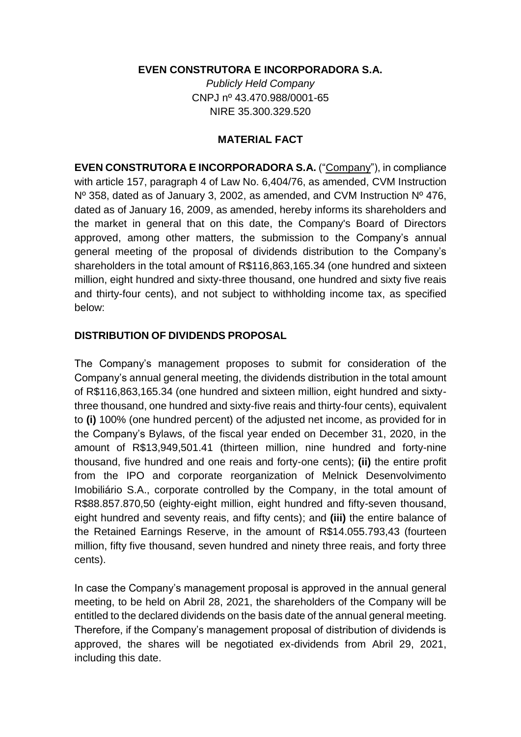**EVEN CONSTRUTORA E INCORPORADORA S.A.**

*Publicly Held Company*

CNPJ nº 43.470.988/0001-65

NIRE 35.300.329.520

**MATERIAL FACT**

**EVEN CONSTRUTORA E INCORPORADORA S.A.** ("Company"), in compliance with article 157, paragraph 4 of Law No. 6,404/76, as amended, CVM Instruction Nº 358, dated as of January 3, 2002, as amended, and CVM Instruction Nº 476, dated as of January 16, 2009, as amended, hereby informs its shareholders and the market in general that on this date, the Company's Board of Directors approved, among other matters, the submission to the Company's annual general meeting of the proposal of dividends distribution to the Company's shareholders in the total amount of R$116,863,165.34 (one hundred and sixteen million, eight hundred and sixty-three thousand, one hundred and sixty five reais and thirty-four cents), and not subject to withholding income tax, as specified below:

**DISTRIBUTION OF DIVIDENDS PROPOSAL**

The Company's management proposes to submit for consideration of the Company's annual general meeting, the dividends distribution in the total amount of R$116,863,165.34 (one hundred and sixteen million, eight hundred and sixty-three thousand, one hundred and sixty-five reais and thirty-four cents), equivalent to **(i)** 100% (one hundred percent) of the adjusted net income, as provided for in the Company's Bylaws, of the fiscal year ended on December 31, 2020, in the amount of R$13,949,501.41 (thirteen million, nine hundred and forty-nine thousand, five hundred and one reais and forty-one cents); **(ii)** the entire profit from the IPO and corporate reorganization of Melnick Desenvolvimento Imobiliário S.A., corporate controlled by the Company, in the total amount of R$88.857.870,50 (eighty-eight million, eight hundred and fifty-seven thousand, eight hundred and seventy reais, and fifty cents); and **(iii)** the entire balance of the Retained Earnings Reserve, in the amount of R$14.055.793,43 (fourteen million, fifty five thousand, seven hundred and ninety three reais, and forty three cents).

In case the Company's management proposal is approved in the annual general meeting, to be held on Abril 28, 2021, the shareholders of the Company will be entitled to the declared dividends on the basis date of the annual general meeting. Therefore, if the Company's management proposal of distribution of dividends is approved, the shares will be negotiated ex-dividends from Abril 29, 2021, including this date.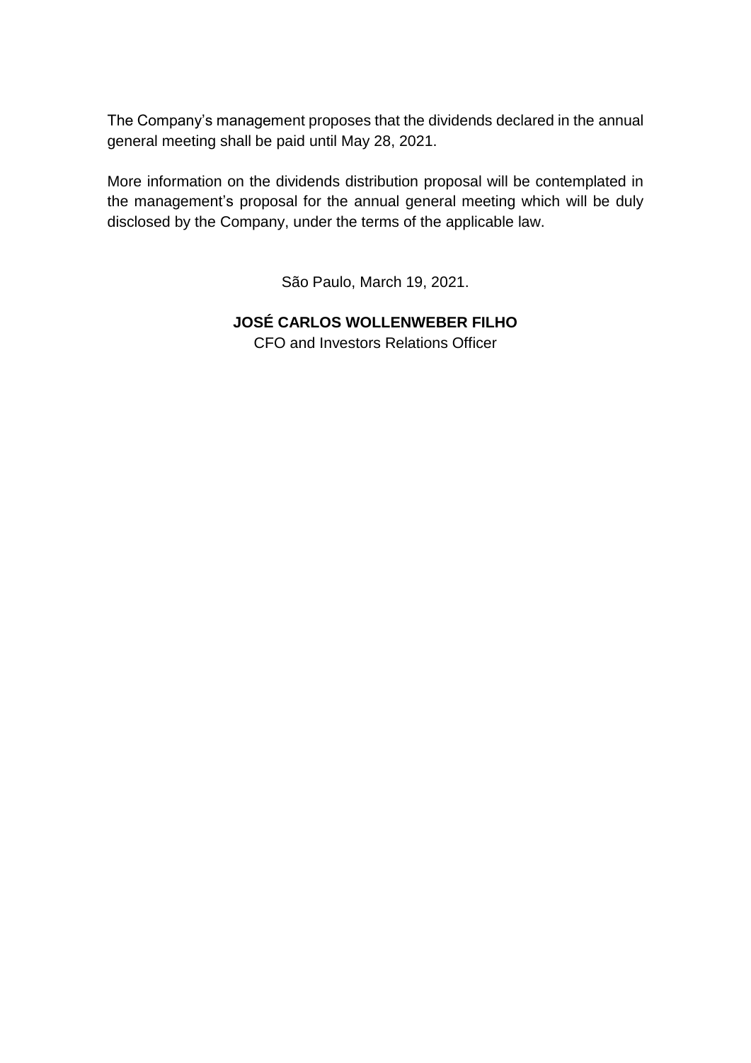The Company's management proposes that the dividends declared in the annual general meeting shall be paid until May 28, 2021.

More information on the dividends distribution proposal will be contemplated in the management's proposal for the annual general meeting which will be duly disclosed by the Company, under the terms of the applicable law.

São Paulo, March 19, 2021.

**JOSÉ CARLOS WOLLENWEBER FILHO**
CFO and Investors Relations Officer